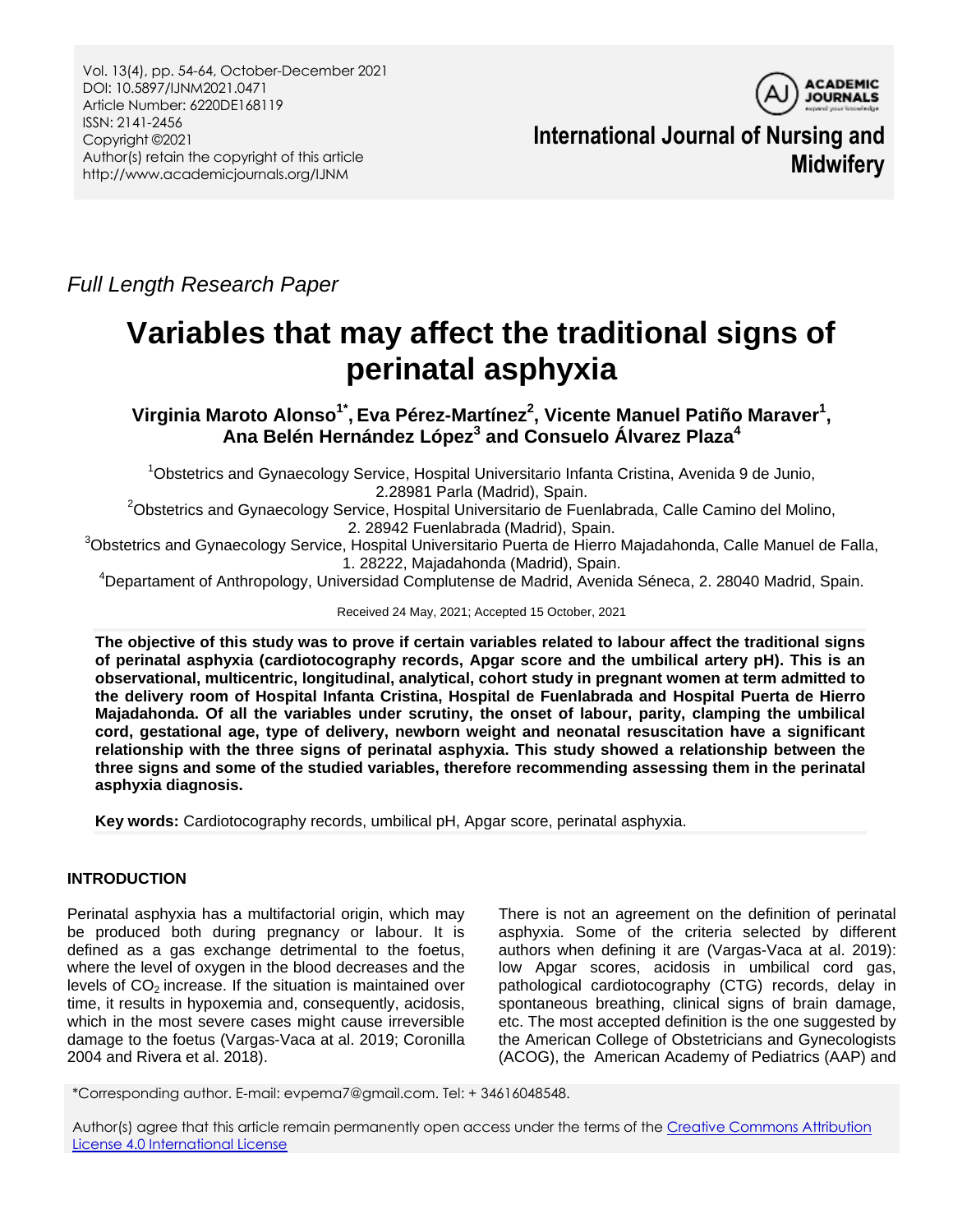*Full Length Research Paper*

# Variables that may affect the traditional signs of perinatal asphyxia

**Virginia Maroto Alonso[1*], Eva Pérez-Martínez[2], Vicente Manuel Patiño Maraver[1], Ana Belén Hernández López[3] and Consuelo Álvarez Plaza[4]**

[1]Obstetrics and Gynaecology Service, Hospital Universitario Infanta Cristina, Avenida 9 de Junio, 2.28981 Parla (Madrid), Spain.

[2]Obstetrics and Gynaecology Service, Hospital Universitario de Fuenlabrada, Calle Camino del Molino, 2. 28942 Fuenlabrada (Madrid), Spain.

[3]Obstetrics and Gynaecology Service, Hospital Universitario Puerta de Hierro Majadahonda, Calle Manuel de Falla, 1. 28222, Majadahonda (Madrid), Spain.

[4]Departament of Anthropology, Universidad Complutense de Madrid, Avenida Séneca, 2. 28040 Madrid, Spain.

Received 24 May, 2021; Accepted 15 October, 2021

**The objective of this study was to prove if certain variables related to labour affect the traditional signs of perinatal asphyxia (cardiotocography records, Apgar score and the umbilical artery pH). This is an observational, multicentric, longitudinal, analytical, cohort study in pregnant women at term admitted to the delivery room of Hospital Infanta Cristina, Hospital de Fuenlabrada and Hospital Puerta de Hierro Majadahonda. Of all the variables under scrutiny, the onset of labour, parity, clamping the umbilical cord, gestational age, type of delivery, newborn weight and neonatal resuscitation have a significant relationship with the three signs of perinatal asphyxia. This study showed a relationship between the three signs and some of the studied variables, therefore recommending assessing them in the perinatal asphyxia diagnosis.**

**Key words:** Cardiotocography records, umbilical pH, Apgar score, perinatal asphyxia.

## INTRODUCTION

Perinatal asphyxia has a multifactorial origin, which may be produced both during pregnancy or labour. It is defined as a gas exchange detrimental to the foetus, where the level of oxygen in the blood decreases and the levels of $CO_2$ increase. If the situation is maintained over time, it results in hypoxemia and, consequently, acidosis, which in the most severe cases might cause irreversible damage to the foetus (Vargas-Vaca at al. 2019; Coronilla 2004 and Rivera et al. 2018).

There is not an agreement on the definition of perinatal asphyxia. Some of the criteria selected by different authors when defining it are (Vargas-Vaca at al. 2019): low Apgar scores, acidosis in umbilical cord gas, pathological cardiotocography (CTG) records, delay in spontaneous breathing, clinical signs of brain damage, etc. The most accepted definition is the one suggested by the American College of Obstetricians and Gynecologists (ACOG), the American Academy of Pediatrics (AAP) and

*Corresponding author. E-mail: evpema7@gmail.com. Tel: + 34616048548.

Author(s) agree that this article remain permanently open access under the terms of the Creative Commons Attribution License 4.0 International License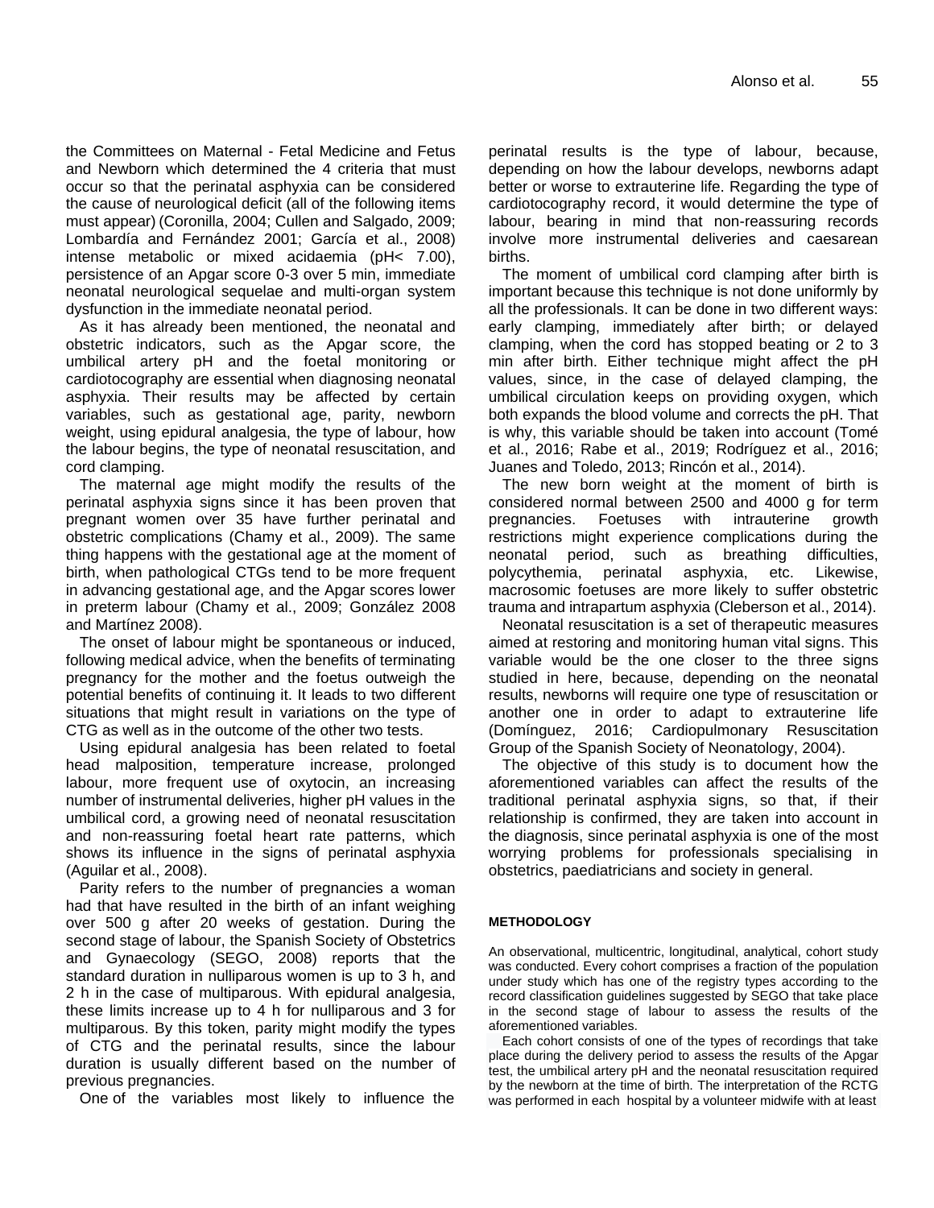the Committees on Maternal - Fetal Medicine and Fetus and Newborn which determined the 4 criteria that must occur so that the perinatal asphyxia can be considered the cause of neurological deficit (all of the following items must appear) (Coronilla, 2004; Cullen and Salgado, 2009; Lombardía and Fernández 2001; García et al., 2008) intense metabolic or mixed acidaemia (pH< 7.00), persistence of an Apgar score 0-3 over 5 min, immediate neonatal neurological sequelae and multi-organ system dysfunction in the immediate neonatal period.

As it has already been mentioned, the neonatal and obstetric indicators, such as the Apgar score, the umbilical artery pH and the foetal monitoring or cardiotocography are essential when diagnosing neonatal asphyxia. Their results may be affected by certain variables, such as gestational age, parity, newborn weight, using epidural analgesia, the type of labour, how the labour begins, the type of neonatal resuscitation, and cord clamping.

The maternal age might modify the results of the perinatal asphyxia signs since it has been proven that pregnant women over 35 have further perinatal and obstetric complications (Chamy et al., 2009). The same thing happens with the gestational age at the moment of birth, when pathological CTGs tend to be more frequent in advancing gestational age, and the Apgar scores lower in preterm labour (Chamy et al., 2009; González 2008 and Martínez 2008).

The onset of labour might be spontaneous or induced, following medical advice, when the benefits of terminating pregnancy for the mother and the foetus outweigh the potential benefits of continuing it. It leads to two different situations that might result in variations on the type of CTG as well as in the outcome of the other two tests.

Using epidural analgesia has been related to foetal head malposition, temperature increase, prolonged labour, more frequent use of oxytocin, an increasing number of instrumental deliveries, higher pH values in the umbilical cord, a growing need of neonatal resuscitation and non-reassuring foetal heart rate patterns, which shows its influence in the signs of perinatal asphyxia (Aguilar et al., 2008).

Parity refers to the number of pregnancies a woman had that have resulted in the birth of an infant weighing over 500 g after 20 weeks of gestation. During the second stage of labour, the Spanish Society of Obstetrics and Gynaecology (SEGO, 2008) reports that the standard duration in nulliparous women is up to 3 h, and 2 h in the case of multiparous. With epidural analgesia, these limits increase up to 4 h for nulliparous and 3 for multiparous. By this token, parity might modify the types of CTG and the perinatal results, since the labour duration is usually different based on the number of previous pregnancies.

One of the variables most likely to influence the perinatal results is the type of labour, because, depending on how the labour develops, newborns adapt better or worse to extrauterine life. Regarding the type of cardiotocography record, it would determine the type of labour, bearing in mind that non-reassuring records involve more instrumental deliveries and caesarean births.

The moment of umbilical cord clamping after birth is important because this technique is not done uniformly by all the professionals. It can be done in two different ways: early clamping, immediately after birth; or delayed clamping, when the cord has stopped beating or 2 to 3 min after birth. Either technique might affect the pH values, since, in the case of delayed clamping, the umbilical circulation keeps on providing oxygen, which both expands the blood volume and corrects the pH. That is why, this variable should be taken into account (Tomé et al., 2016; Rabe et al., 2019; Rodríguez et al., 2016; Juanes and Toledo, 2013; Rincón et al., 2014).

The new born weight at the moment of birth is considered normal between 2500 and 4000 g for term pregnancies. Foetuses with intrauterine growth restrictions might experience complications during the neonatal period, such as breathing difficulties, polycythemia, perinatal asphyxia, etc. Likewise, macrosomic foetuses are more likely to suffer obstetric trauma and intrapartum asphyxia (Cleberson et al., 2014).

Neonatal resuscitation is a set of therapeutic measures aimed at restoring and monitoring human vital signs. This variable would be the one closer to the three signs studied in here, because, depending on the neonatal results, newborns will require one type of resuscitation or another one in order to adapt to extrauterine life (Domínguez, 2016; Cardiopulmonary Resuscitation Group of the Spanish Society of Neonatology, 2004).

The objective of this study is to document how the aforementioned variables can affect the results of the traditional perinatal asphyxia signs, so that, if their relationship is confirmed, they are taken into account in the diagnosis, since perinatal asphyxia is one of the most worrying problems for professionals specialising in obstetrics, paediatricians and society in general.

## METHODOLOGY

An observational, multicentric, longitudinal, analytical, cohort study was conducted. Every cohort comprises a fraction of the population under study which has one of the registry types according to the record classification guidelines suggested by SEGO that take place in the second stage of labour to assess the results of the aforementioned variables.

Each cohort consists of one of the types of recordings that take place during the delivery period to assess the results of the Apgar test, the umbilical artery pH and the neonatal resuscitation required by the newborn at the time of birth. The interpretation of the RCTG was performed in each hospital by a volunteer midwife with at least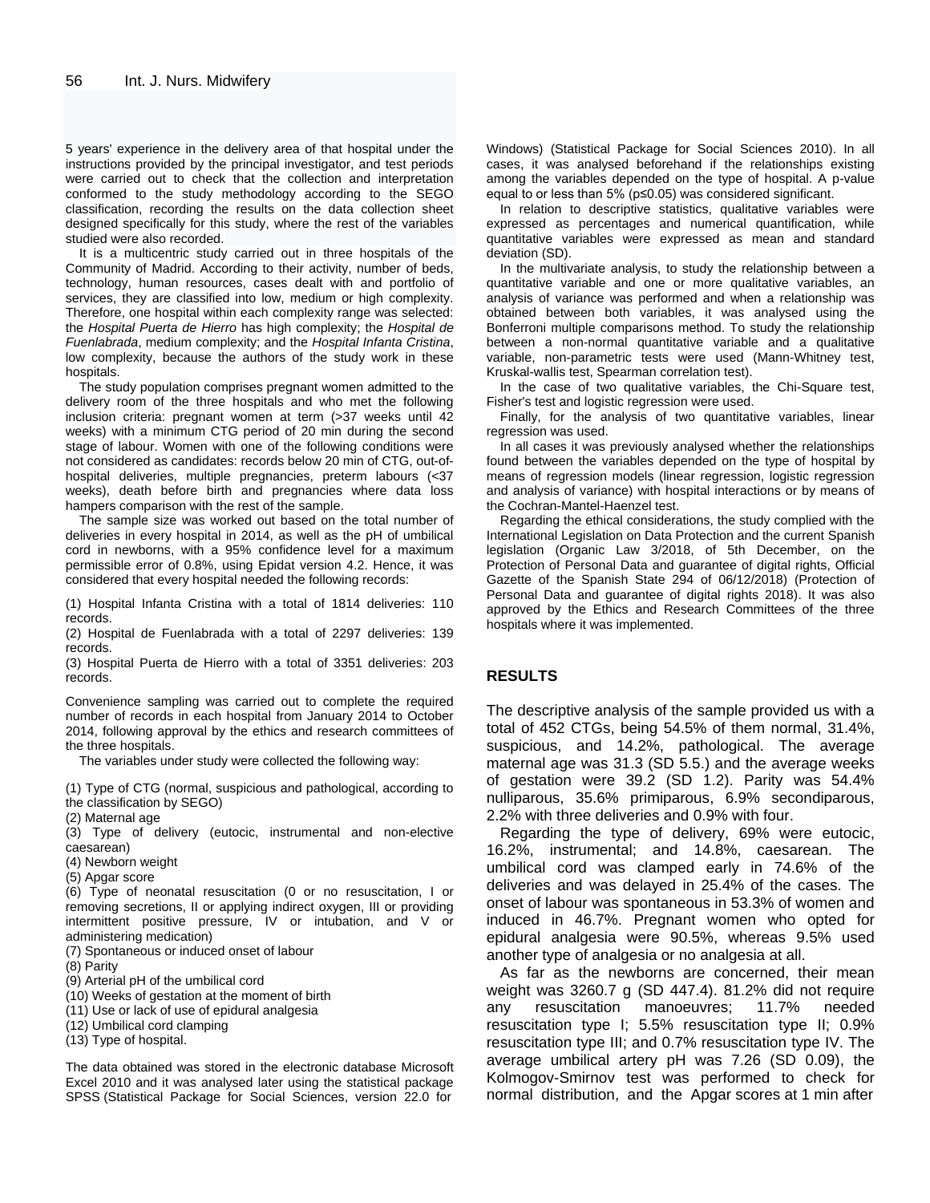5 years' experience in the delivery area of that hospital under the instructions provided by the principal investigator, and test periods were carried out to check that the collection and interpretation conformed to the study methodology according to the SEGO classification, recording the results on the data collection sheet designed specifically for this study, where the rest of the variables studied were also recorded.

It is a multicentric study carried out in three hospitals of the Community of Madrid. According to their activity, number of beds, technology, human resources, cases dealt with and portfolio of services, they are classified into low, medium or high complexity. Therefore, one hospital within each complexity range was selected: the *Hospital Puerta de Hierro* has high complexity; the *Hospital de Fuenlabrada*, medium complexity; and the *Hospital Infanta Cristina*, low complexity, because the authors of the study work in these hospitals.

The study population comprises pregnant women admitted to the delivery room of the three hospitals and who met the following inclusion criteria: pregnant women at term (>37 weeks until 42 weeks) with a minimum CTG period of 20 min during the second stage of labour. Women with one of the following conditions were not considered as candidates: records below 20 min of CTG, out-of-hospital deliveries, multiple pregnancies, preterm labours (<37 weeks), death before birth and pregnancies where data loss hampers comparison with the rest of the sample.

The sample size was worked out based on the total number of deliveries in every hospital in 2014, as well as the pH of umbilical cord in newborns, with a 95% confidence level for a maximum permissible error of 0.8%, using Epidat version 4.2. Hence, it was considered that every hospital needed the following records:

(1) Hospital Infanta Cristina with a total of 1814 deliveries: 110 records.
(2) Hospital de Fuenlabrada with a total of 2297 deliveries: 139 records.
(3) Hospital Puerta de Hierro with a total of 3351 deliveries: 203 records.

Convenience sampling was carried out to complete the required number of records in each hospital from January 2014 to October 2014, following approval by the ethics and research committees of the three hospitals.

The variables under study were collected the following way:

(1) Type of CTG (normal, suspicious and pathological, according to the classification by SEGO)
(2) Maternal age
(3) Type of delivery (eutocic, instrumental and non-elective caesarean)
(4) Newborn weight
(5) Apgar score
(6) Type of neonatal resuscitation (0 or no resuscitation, I or removing secretions, II or applying indirect oxygen, III or providing intermittent positive pressure, IV or intubation, and V or administering medication)
(7) Spontaneous or induced onset of labour
(8) Parity
(9) Arterial pH of the umbilical cord
(10) Weeks of gestation at the moment of birth
(11) Use or lack of use of epidural analgesia
(12) Umbilical cord clamping
(13) Type of hospital.

The data obtained was stored in the electronic database Microsoft Excel 2010 and it was analysed later using the statistical package SPSS (Statistical Package for Social Sciences, version 22.0 for Windows) (Statistical Package for Social Sciences 2010). In all cases, it was analysed beforehand if the relationships existing among the variables depended on the type of hospital. A p-value equal to or less than 5% ($p \leq 0.05$) was considered significant.

In relation to descriptive statistics, qualitative variables were expressed as percentages and numerical quantification, while quantitative variables were expressed as mean and standard deviation (SD).

In the multivariate analysis, to study the relationship between a quantitative variable and one or more qualitative variables, an analysis of variance was performed and when a relationship was obtained between both variables, it was analysed using the Bonferroni multiple comparisons method. To study the relationship between a non-normal quantitative variable and a qualitative variable, non-parametric tests were used (Mann-Whitney test, Kruskal-wallis test, Spearman correlation test).

In the case of two qualitative variables, the Chi-Square test, Fisher's test and logistic regression were used.

Finally, for the analysis of two quantitative variables, linear regression was used.

In all cases it was previously analysed whether the relationships found between the variables depended on the type of hospital by means of regression models (linear regression, logistic regression and analysis of variance) with hospital interactions or by means of the Cochran-Mantel-Haenzel test.

Regarding the ethical considerations, the study complied with the International Legislation on Data Protection and the current Spanish legislation (Organic Law 3/2018, of 5th December, on the Protection of Personal Data and guarantee of digital rights, Official Gazette of the Spanish State 294 of 06/12/2018) (Protection of Personal Data and guarantee of digital rights 2018). It was also approved by the Ethics and Research Committees of the three hospitals where it was implemented.

## RESULTS

The descriptive analysis of the sample provided us with a total of 452 CTGs, being 54.5% of them normal, 31.4%, suspicious, and 14.2%, pathological. The average maternal age was 31.3 (SD 5.5.) and the average weeks of gestation were 39.2 (SD 1.2). Parity was 54.4% nulliparous, 35.6% primiparous, 6.9% secondiparous, 2.2% with three deliveries and 0.9% with four.

Regarding the type of delivery, 69% were eutocic, 16.2%, instrumental; and 14.8%, caesarean. The umbilical cord was clamped early in 74.6% of the deliveries and was delayed in 25.4% of the cases. The onset of labour was spontaneous in 53.3% of women and induced in 46.7%. Pregnant women who opted for epidural analgesia were 90.5%, whereas 9.5% used another type of analgesia or no analgesia at all.

As far as the newborns are concerned, their mean weight was 3260.7 g (SD 447.4). 81.2% did not require any resuscitation manoeuvres; 11.7% needed resuscitation type I; 5.5% resuscitation type II; 0.9% resuscitation type III; and 0.7% resuscitation type IV. The average umbilical artery pH was 7.26 (SD 0.09), the Kolmogov-Smirnov test was performed to check for normal distribution, and the Apgar scores at 1 min after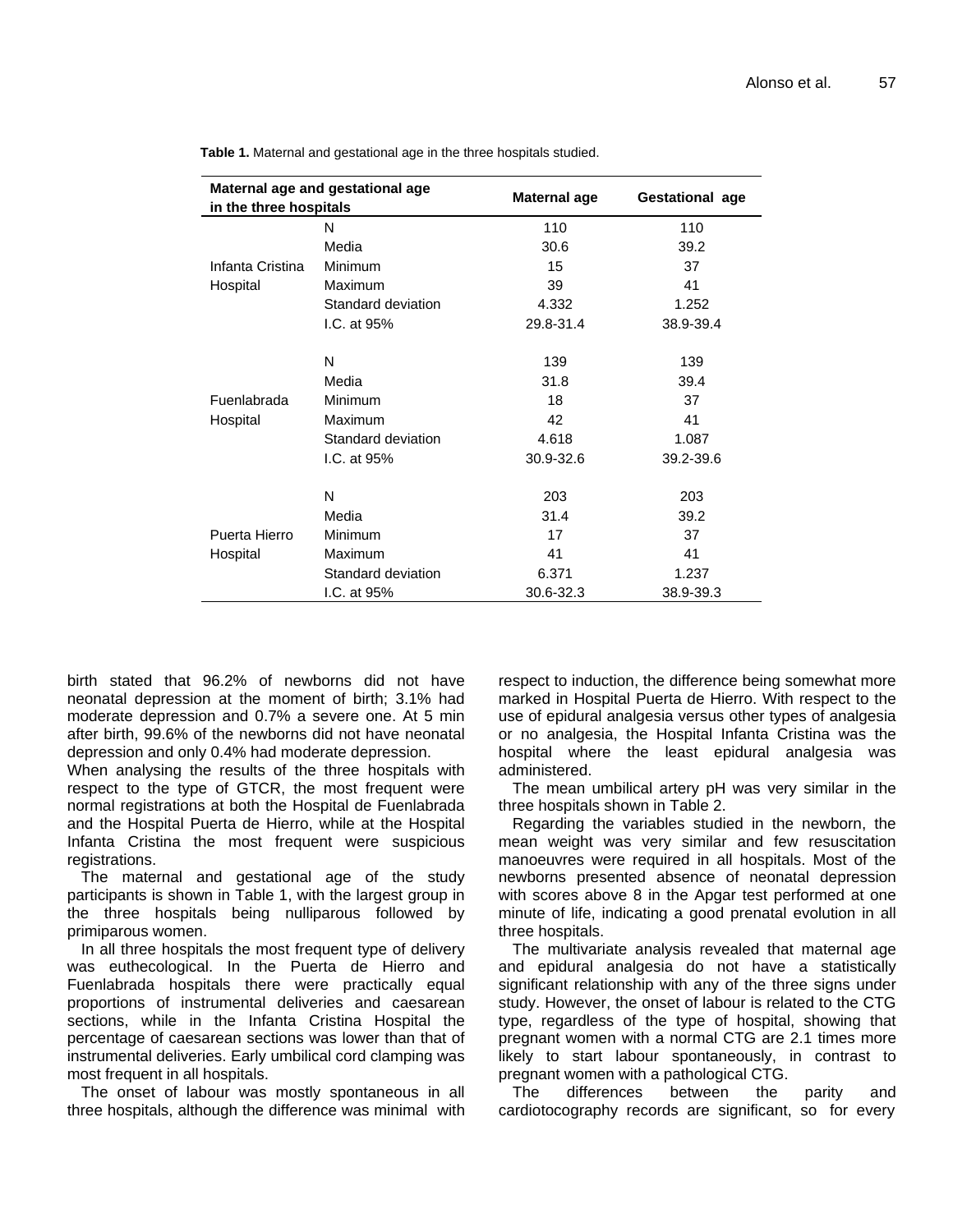**Table 1.** Maternal and gestational age in the three hospitals studied.

| Maternal age and gestational age in the three hospitals | | Maternal age | Gestational age |
|---|---|---|---|
| Infanta Cristina Hospital | N | 110 | 110 |
| | Media | 30.6 | 39.2 |
| | Minimum | 15 | 37 |
| | Maximum | 39 | 41 |
| | Standard deviation | 4.332 | 1.252 |
| | I.C. at 95% | 29.8-31.4 | 38.9-39.4 |
| Fuenlabrada Hospital | N | 139 | 139 |
| | Media | 31.8 | 39.4 |
| | Minimum | 18 | 37 |
| | Maximum | 42 | 41 |
| | Standard deviation | 4.618 | 1.087 |
| | I.C. at 95% | 30.9-32.6 | 39.2-39.6 |
| Puerta Hierro Hospital | N | 203 | 203 |
| | Media | 31.4 | 39.2 |
| | Minimum | 17 | 37 |
| | Maximum | 41 | 41 |
| | Standard deviation | 6.371 | 1.237 |
| | I.C. at 95% | 30.6-32.3 | 38.9-39.3 |

birth stated that 96.2% of newborns did not have neonatal depression at the moment of birth; 3.1% had moderate depression and 0.7% a severe one. At 5 min after birth, 99.6% of the newborns did not have neonatal depression and only 0.4% had moderate depression.

When analysing the results of the three hospitals with respect to the type of GTCR, the most frequent were normal registrations at both the Hospital de Fuenlabrada and the Hospital Puerta de Hierro, while at the Hospital Infanta Cristina the most frequent were suspicious registrations.

The maternal and gestational age of the study participants is shown in Table 1, with the largest group in the three hospitals being nulliparous followed by primiparous women.

In all three hospitals the most frequent type of delivery was euthecological. In the Puerta de Hierro and Fuenlabrada hospitals there were practically equal proportions of instrumental deliveries and caesarean sections, while in the Infanta Cristina Hospital the percentage of caesarean sections was lower than that of instrumental deliveries. Early umbilical cord clamping was most frequent in all hospitals.

The onset of labour was mostly spontaneous in all three hospitals, although the difference was minimal with respect to induction, the difference being somewhat more marked in Hospital Puerta de Hierro. With respect to the use of epidural analgesia versus other types of analgesia or no analgesia, the Hospital Infanta Cristina was the hospital where the least epidural analgesia was administered.

The mean umbilical artery pH was very similar in the three hospitals shown in Table 2.

Regarding the variables studied in the newborn, the mean weight was very similar and few resuscitation manoeuvres were required in all hospitals. Most of the newborns presented absence of neonatal depression with scores above 8 in the Apgar test performed at one minute of life, indicating a good prenatal evolution in all three hospitals.

The multivariate analysis revealed that maternal age and epidural analgesia do not have a statistically significant relationship with any of the three signs under study. However, the onset of labour is related to the CTG type, regardless of the type of hospital, showing that pregnant women with a normal CTG are 2.1 times more likely to start labour spontaneously, in contrast to pregnant women with a pathological CTG.

The differences between the parity and cardiotocography records are significant, so for every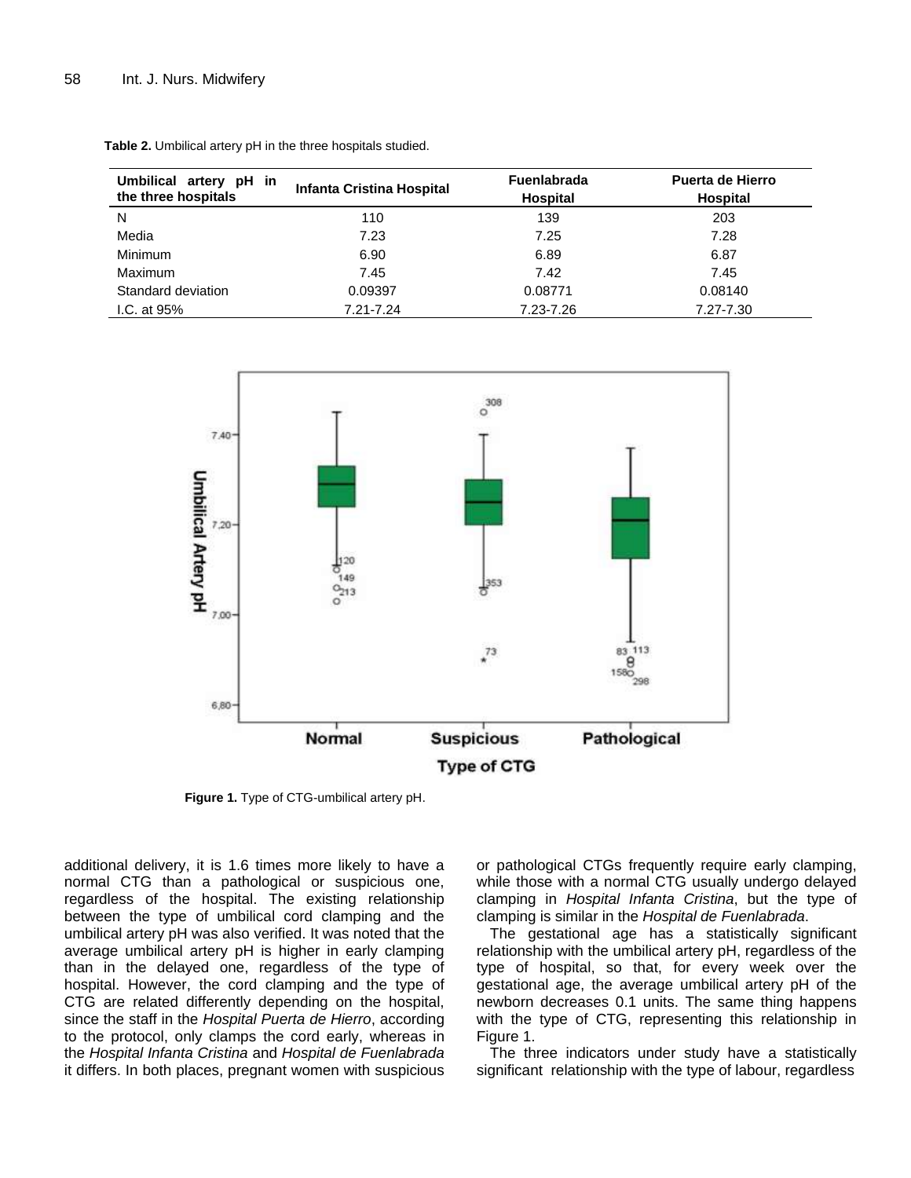**Table 2.** Umbilical artery pH in the three hospitals studied.

| Umbilical artery pH in the three hospitals | Infanta Cristina Hospital | Fuenlabrada Hospital | Puerta de Hierro Hospital |
|---|---|---|---|
| N | 110 | 139 | 203 |
| Media | 7.23 | 7.25 | 7.28 |
| Minimum | 6.90 | 6.89 | 6.87 |
| Maximum | 7.45 | 7.42 | 7.45 |
| Standard deviation | 0.09397 | 0.08771 | 0.08140 |
| I.C. at 95% | 7.21-7.24 | 7.23-7.26 | 7.27-7.30 |

**Figure 1.** Type of CTG-umbilical artery pH.

additional delivery, it is 1.6 times more likely to have a normal CTG than a pathological or suspicious one, regardless of the hospital. The existing relationship between the type of umbilical cord clamping and the umbilical artery pH was also verified. It was noted that the average umbilical artery pH is higher in early clamping than in the delayed one, regardless of the type of hospital. However, the cord clamping and the type of CTG are related differently depending on the hospital, since the staff in the *Hospital Puerta de Hierro*, according to the protocol, only clamps the cord early, whereas in the *Hospital Infanta Cristina* and *Hospital de Fuenlabrada* it differs. In both places, pregnant women with suspicious or pathological CTGs frequently require early clamping, while those with a normal CTG usually undergo delayed clamping in *Hospital Infanta Cristina*, but the type of clamping is similar in the *Hospital de Fuenlabrada*.

The gestational age has a statistically significant relationship with the umbilical artery pH, regardless of the type of hospital, so that, for every week over the gestational age, the average umbilical artery pH of the newborn decreases 0.1 units. The same thing happens with the type of CTG, representing this relationship in Figure 1.

The three indicators under study have a statistically significant relationship with the type of labour, regardless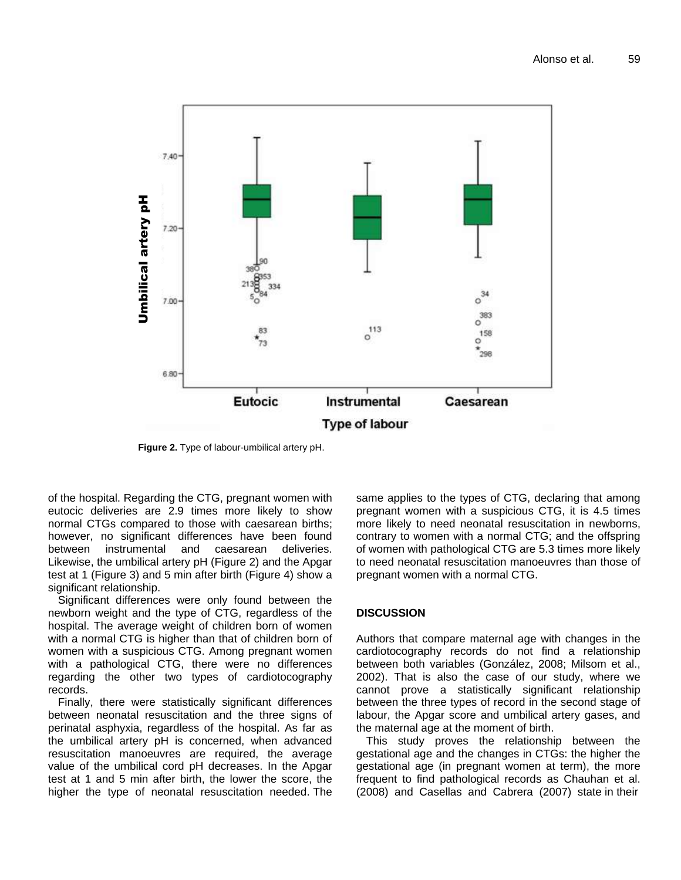Figure 2. Type of labour-umbilical artery pH.

of the hospital. Regarding the CTG, pregnant women with eutocic deliveries are 2.9 times more likely to show normal CTGs compared to those with caesarean births; however, no significant differences have been found between instrumental and caesarean deliveries. Likewise, the umbilical artery pH (Figure 2) and the Apgar test at 1 (Figure 3) and 5 min after birth (Figure 4) show a significant relationship.

Significant differences were only found between the newborn weight and the type of CTG, regardless of the hospital. The average weight of children born of women with a normal CTG is higher than that of children born of women with a suspicious CTG. Among pregnant women with a pathological CTG, there were no differences regarding the other two types of cardiotocography records.

Finally, there were statistically significant differences between neonatal resuscitation and the three signs of perinatal asphyxia, regardless of the hospital. As far as the umbilical artery pH is concerned, when advanced resuscitation manoeuvres are required, the average value of the umbilical cord pH decreases. In the Apgar test at 1 and 5 min after birth, the lower the score, the higher the type of neonatal resuscitation needed. The same applies to the types of CTG, declaring that among pregnant women with a suspicious CTG, it is 4.5 times more likely to need neonatal resuscitation in newborns, contrary to women with a normal CTG; and the offspring of women with pathological CTG are 5.3 times more likely to need neonatal resuscitation manoeuvres than those of pregnant women with a normal CTG.

## DISCUSSION

Authors that compare maternal age with changes in the cardiotocography records do not find a relationship between both variables (González, 2008; Milsom et al., 2002). That is also the case of our study, where we cannot prove a statistically significant relationship between the three types of record in the second stage of labour, the Apgar score and umbilical artery gases, and the maternal age at the moment of birth.

This study proves the relationship between the gestational age and the changes in CTGs: the higher the gestational age (in pregnant women at term), the more frequent to find pathological records as Chauhan et al. (2008) and Casellas and Cabrera (2007) state in their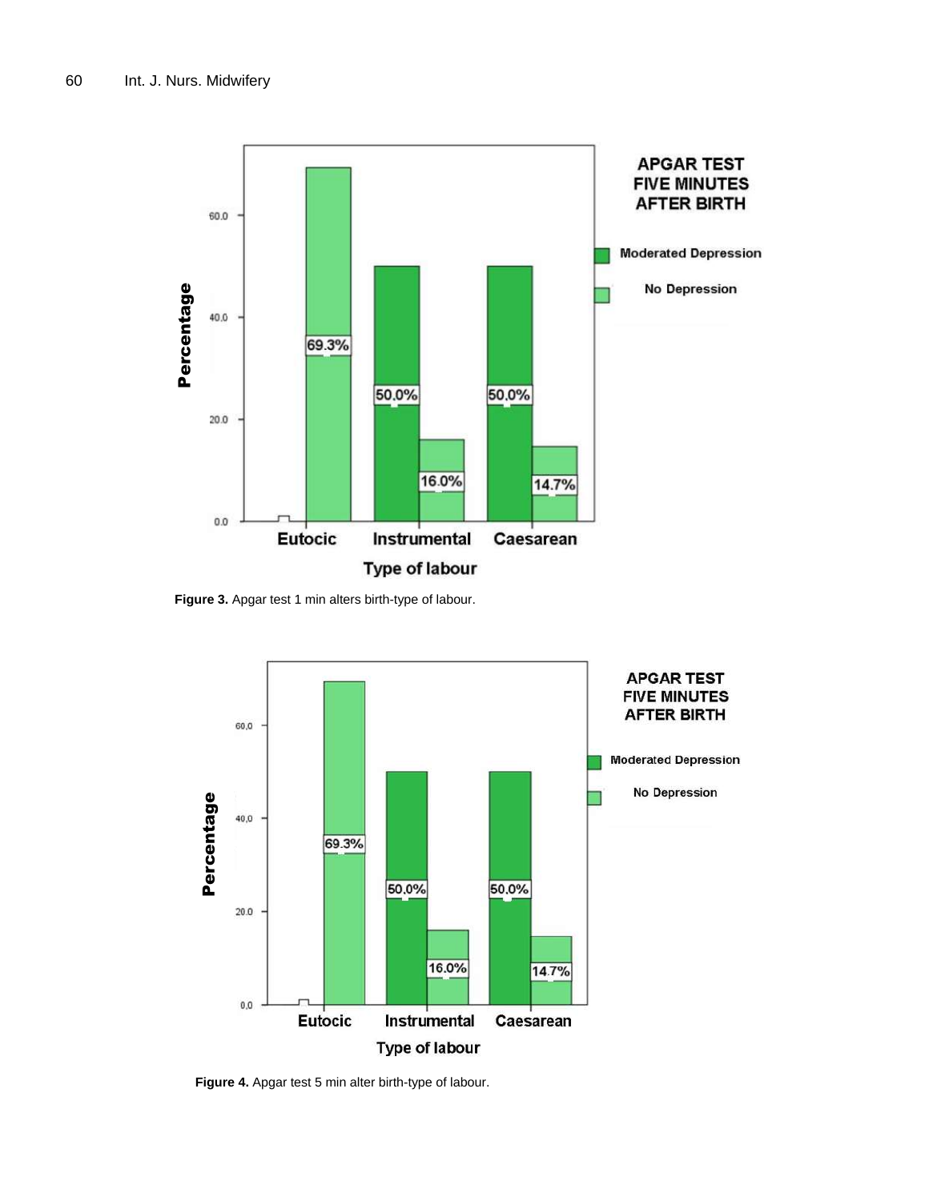APGAR TEST FIVE MINUTES AFTER BIRTH

Moderated Depression

No Depression

Percentage

60.0

40.0

20.0

0.0

69.3%

50.0%

50.0%

16.0%

14.7%

Eutocic Instrumental Caesarean

Type of labour

**Figure 3.** Apgar test 1 min alters birth-type of labour.

APGAR TEST FIVE MINUTES AFTER BIRTH

Moderated Depression

No Depression

Percentage

60,0

40,0

20.0

0,0

69.3%

50,0%

50,0%

16.0%

14.7%

Eutocic Instrumental Caesarean

Type of labour

**Figure 4.** Apgar test 5 min alter birth-type of labour.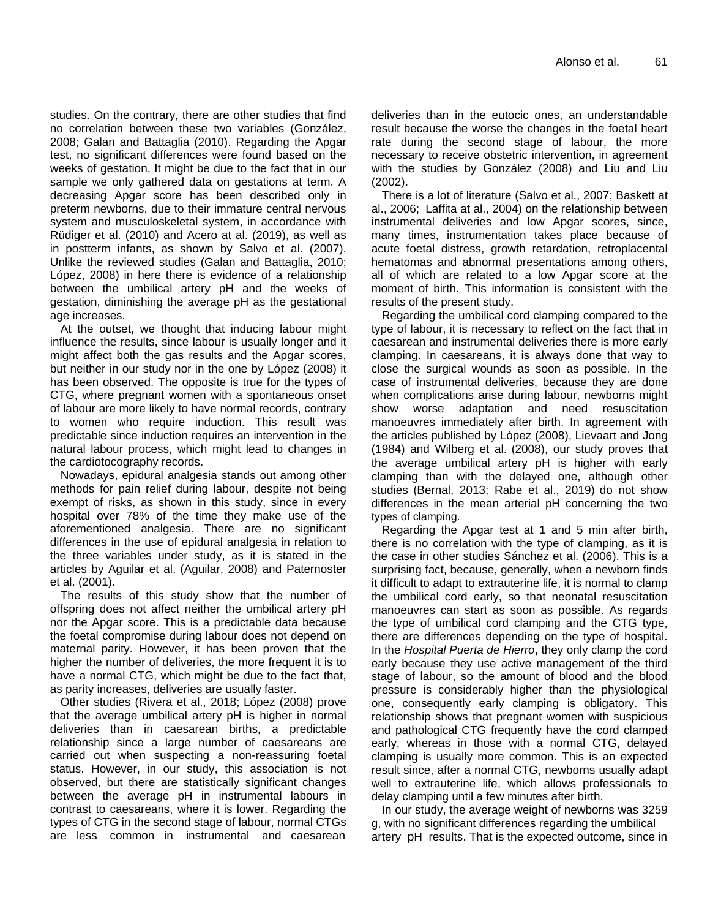studies. On the contrary, there are other studies that find no correlation between these two variables (González, 2008; Galan and Battaglia (2010). Regarding the Apgar test, no significant differences were found based on the weeks of gestation. It might be due to the fact that in our sample we only gathered data on gestations at term. A decreasing Apgar score has been described only in preterm newborns, due to their immature central nervous system and musculoskeletal system, in accordance with Rüdiger et al. (2010) and Acero at al. (2019), as well as in postterm infants, as shown by Salvo et al. (2007). Unlike the reviewed studies (Galan and Battaglia, 2010; López, 2008) in here there is evidence of a relationship between the umbilical artery pH and the weeks of gestation, diminishing the average pH as the gestational age increases.

At the outset, we thought that inducing labour might influence the results, since labour is usually longer and it might affect both the gas results and the Apgar scores, but neither in our study nor in the one by López (2008) it has been observed. The opposite is true for the types of CTG, where pregnant women with a spontaneous onset of labour are more likely to have normal records, contrary to women who require induction. This result was predictable since induction requires an intervention in the natural labour process, which might lead to changes in the cardiotocography records.

Nowadays, epidural analgesia stands out among other methods for pain relief during labour, despite not being exempt of risks, as shown in this study, since in every hospital over 78% of the time they make use of the aforementioned analgesia. There are no significant differences in the use of epidural analgesia in relation to the three variables under study, as it is stated in the articles by Aguilar et al. (Aguilar, 2008) and Paternoster et al. (2001).

The results of this study show that the number of offspring does not affect neither the umbilical artery pH nor the Apgar score. This is a predictable data because the foetal compromise during labour does not depend on maternal parity. However, it has been proven that the higher the number of deliveries, the more frequent it is to have a normal CTG, which might be due to the fact that, as parity increases, deliveries are usually faster.

Other studies (Rivera et al., 2018; López (2008) prove that the average umbilical artery pH is higher in normal deliveries than in caesarean births, a predictable relationship since a large number of caesareans are carried out when suspecting a non-reassuring foetal status. However, in our study, this association is not observed, but there are statistically significant changes between the average pH in instrumental labours in contrast to caesareans, where it is lower. Regarding the types of CTG in the second stage of labour, normal CTGs are less common in instrumental and caesarean deliveries than in the eutocic ones, an understandable result because the worse the changes in the foetal heart rate during the second stage of labour, the more necessary to receive obstetric intervention, in agreement with the studies by González (2008) and Liu and Liu (2002).

There is a lot of literature (Salvo et al., 2007; Baskett at al., 2006; Laffita at al., 2004) on the relationship between instrumental deliveries and low Apgar scores, since, many times, instrumentation takes place because of acute foetal distress, growth retardation, retroplacental hematomas and abnormal presentations among others, all of which are related to a low Apgar score at the moment of birth. This information is consistent with the results of the present study.

Regarding the umbilical cord clamping compared to the type of labour, it is necessary to reflect on the fact that in caesarean and instrumental deliveries there is more early clamping. In caesareans, it is always done that way to close the surgical wounds as soon as possible. In the case of instrumental deliveries, because they are done when complications arise during labour, newborns might show worse adaptation and need resuscitation manoeuvres immediately after birth. In agreement with the articles published by López (2008), Lievaart and Jong (1984) and Wilberg et al. (2008), our study proves that the average umbilical artery pH is higher with early clamping than with the delayed one, although other studies (Bernal, 2013; Rabe et al., 2019) do not show differences in the mean arterial pH concerning the two types of clamping.

Regarding the Apgar test at 1 and 5 min after birth, there is no correlation with the type of clamping, as it is the case in other studies Sánchez et al. (2006). This is a surprising fact, because, generally, when a newborn finds it difficult to adapt to extrauterine life, it is normal to clamp the umbilical cord early, so that neonatal resuscitation manoeuvres can start as soon as possible. As regards the type of umbilical cord clamping and the CTG type, there are differences depending on the type of hospital. In the *Hospital Puerta de Hierro*, they only clamp the cord early because they use active management of the third stage of labour, so the amount of blood and the blood pressure is considerably higher than the physiological one, consequently early clamping is obligatory. This relationship shows that pregnant women with suspicious and pathological CTG frequently have the cord clamped early, whereas in those with a normal CTG, delayed clamping is usually more common. This is an expected result since, after a normal CTG, newborns usually adapt well to extrauterine life, which allows professionals to delay clamping until a few minutes after birth.

In our study, the average weight of newborns was 3259 g, with no significant differences regarding the umbilical artery pH results. That is the expected outcome, since in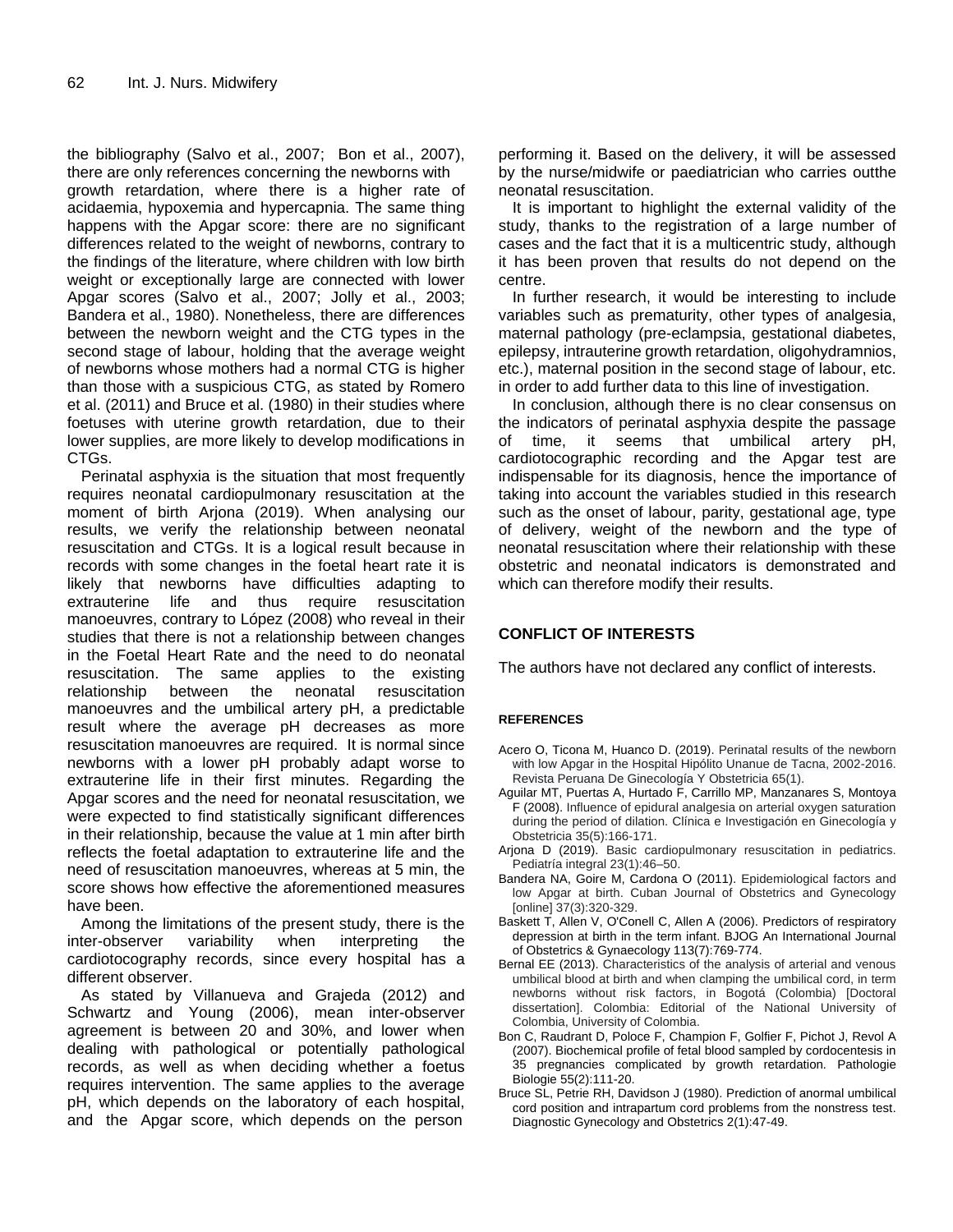the bibliography (Salvo et al., 2007; Bon et al., 2007), there are only references concerning the newborns with growth retardation, where there is a higher rate of acidaemia, hypoxemia and hypercapnia. The same thing happens with the Apgar score: there are no significant differences related to the weight of newborns, contrary to the findings of the literature, where children with low birth weight or exceptionally large are connected with lower Apgar scores (Salvo et al., 2007; Jolly et al., 2003; Bandera et al., 1980). Nonetheless, there are differences between the newborn weight and the CTG types in the second stage of labour, holding that the average weight of newborns whose mothers had a normal CTG is higher than those with a suspicious CTG, as stated by Romero et al. (2011) and Bruce et al. (1980) in their studies where foetuses with uterine growth retardation, due to their lower supplies, are more likely to develop modifications in CTGs.

Perinatal asphyxia is the situation that most frequently requires neonatal cardiopulmonary resuscitation at the moment of birth Arjona (2019). When analysing our results, we verify the relationship between neonatal resuscitation and CTGs. It is a logical result because in records with some changes in the foetal heart rate it is likely that newborns have difficulties adapting to extrauterine life and thus require resuscitation manoeuvres, contrary to López (2008) who reveal in their studies that there is not a relationship between changes in the Foetal Heart Rate and the need to do neonatal resuscitation. The same applies to the existing relationship between the neonatal resuscitation manoeuvres and the umbilical artery pH, a predictable result where the average pH decreases as more resuscitation manoeuvres are required. It is normal since newborns with a lower pH probably adapt worse to extrauterine life in their first minutes. Regarding the Apgar scores and the need for neonatal resuscitation, we were expected to find statistically significant differences in their relationship, because the value at 1 min after birth reflects the foetal adaptation to extrauterine life and the need of resuscitation manoeuvres, whereas at 5 min, the score shows how effective the aforementioned measures have been.

Among the limitations of the present study, there is the inter-observer variability when interpreting the cardiotocography records, since every hospital has a different observer.

As stated by Villanueva and Grajeda (2012) and Schwartz and Young (2006), mean inter-observer agreement is between 20 and 30%, and lower when dealing with pathological or potentially pathological records, as well as when deciding whether a foetus requires intervention. The same applies to the average pH, which depends on the laboratory of each hospital, and the Apgar score, which depends on the person performing it. Based on the delivery, it will be assessed by the nurse/midwife or paediatrician who carries outthe neonatal resuscitation.

It is important to highlight the external validity of the study, thanks to the registration of a large number of cases and the fact that it is a multicentric study, although it has been proven that results do not depend on the centre.

In further research, it would be interesting to include variables such as prematurity, other types of analgesia, maternal pathology (pre-eclampsia, gestational diabetes, epilepsy, intrauterine growth retardation, oligohydramnios, etc.), maternal position in the second stage of labour, etc. in order to add further data to this line of investigation.

In conclusion, although there is no clear consensus on the indicators of perinatal asphyxia despite the passage of time, it seems that umbilical artery pH, cardiotocographic recording and the Apgar test are indispensable for its diagnosis, hence the importance of taking into account the variables studied in this research such as the onset of labour, parity, gestational age, type of delivery, weight of the newborn and the type of neonatal resuscitation where their relationship with these obstetric and neonatal indicators is demonstrated and which can therefore modify their results.

## CONFLICT OF INTERESTS

The authors have not declared any conflict of interests.

### REFERENCES

Acero O, Ticona M, Huanco D. (2019). Perinatal results of the newborn with low Apgar in the Hospital Hipólito Unanue de Tacna, 2002-2016. Revista Peruana De Ginecología Y Obstetricia 65(1).

Aguilar MT, Puertas A, Hurtado F, Carrillo MP, Manzanares S, Montoya F (2008). Influence of epidural analgesia on arterial oxygen saturation during the period of dilation. Clínica e Investigación en Ginecología y Obstetricia 35(5):166-171.

Arjona D (2019). Basic cardiopulmonary resuscitation in pediatrics. Pediatría integral 23(1):46–50.

Bandera NA, Goire M, Cardona O (2011). Epidemiological factors and low Apgar at birth. Cuban Journal of Obstetrics and Gynecology [online] 37(3):320-329.

Baskett T, Allen V, O'Conell C, Allen A (2006). Predictors of respiratory depression at birth in the term infant. BJOG An International Journal of Obstetrics & Gynaecology 113(7):769-774.

Bernal EE (2013). Characteristics of the analysis of arterial and venous umbilical blood at birth and when clamping the umbilical cord, in term newborns without risk factors, in Bogotá (Colombia) [Doctoral dissertation]. Colombia: Editorial of the National University of Colombia, University of Colombia.

Bon C, Raudrant D, Poloce F, Champion F, Golfier F, Pichot J, Revol A (2007). Biochemical profile of fetal blood sampled by cordocentesis in 35 pregnancies complicated by growth retardation. Pathologie Biologie 55(2):111-20.

Bruce SL, Petrie RH, Davidson J (1980). Prediction of anormal umbilical cord position and intrapartum cord problems from the nonstress test. Diagnostic Gynecology and Obstetrics 2(1):47-49.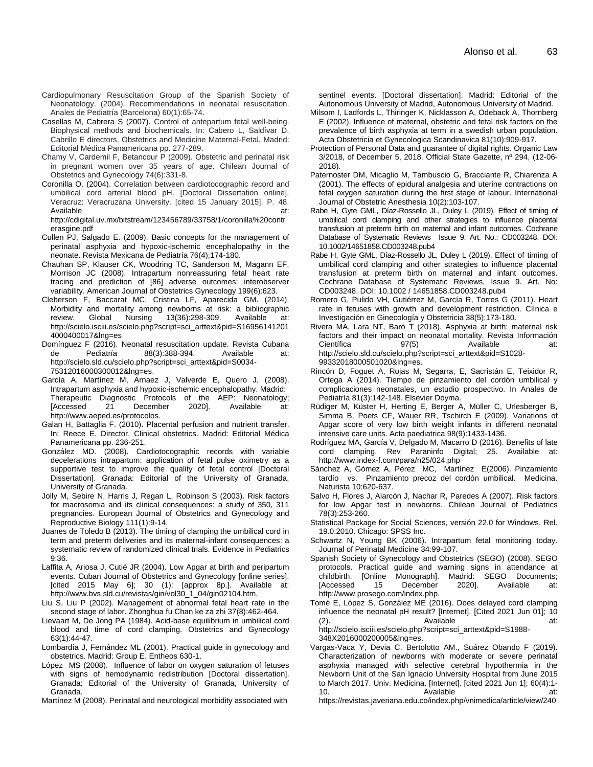Cardiopulmonary Resuscitation Group of the Spanish Society of Neonatology. (2004). Recommendations in neonatal resuscitation. Anales de Pediatría (Barcelona) 60(1):65-74.

Casellas M, Cabrera S (2007). Control of antepartum fetal well-being. Biophysical methods and biochemicals. In: Cabero L, Saldívar D, Cabrillo E directors. Obstetrics and Medicine Maternal-Fetal. Madrid: Editorial Médica Panamericana pp. 277-289.

Chamy V, Cardemil F, Betancour P (2009). Obstetric and perinatal risk in pregnant women over 35 years of age. Chilean Journal of Obstetrics and Gynecology 74(6):331-8.

Coronilla O. (2004). Correlation between cardiotocographic record and umbilical cord arterial blood pH. [Doctoral Dissertation online]. Veracruz: Veracruzana University. [cited 15 January 2015]. P. 48. Available at: http://cdigital.uv.mx/bitstream/123456789/33758/1/coronilla%20contrerasgine.pdf

Cullen PJ, Salgado E. (2009). Basic concepts for the management of perinatal asphyxia and hypoxic-ischemic encephalopathy in the neonate. Revista Mexicana de Pediatría 76(4);174-180.

Chauhan SP, Klauser CK, Woodring TC, Sanderson M, Magann EF, Morrison JC (2008). Intrapartum nonreassuring fetal heart rate tracing and prediction of [86] adverse outcomes: interobserver variability. American Journal of Obstetrics Gynecology 199(6):623.

Cleberson F, Baccarat MC, Cristina LF, Aparecida GM. (2014). Morbidity and mortality among newborns at risk: a bibliographic review. Global Nursing 13(36):298-309. Available at: http://scielo.isciii.es/scielo.php?script=sci_arttext&pid=S169561412014000400017&lng=es

Domínguez F (2016). Neonatal resuscitation update. Revista Cubana de Pediatría 88(3):388-394. Available at: http://scielo.sld.cu/scielo.php?script=sci_arttext&pid=S0034-75312016000300012&lng=es.

García A, Martínez M, Arnaez J, Valverde E, Quero J. (2008). Intrapartum asphyxia and hypoxic-ischemic encephalopathy. Madrid: Therapeutic Diagnostic Protocols of the AEP: Neonatology; [Accessed 21 December 2020]. Available at: http://www.aeped.es/protocolos.

Galan H, Battaglia F. (2010). Placental perfusion and nutrient transfer. In: Reece E. Director. Clinical obstetrics. Madrid: Editorial Médica Panamericana pp. 236-251.

González MD. (2008). Cardiotocographic records with variable decelerations intrapartum: application of fetal pulse oximetry as a supportive test to improve the quality of fetal control [Doctoral Dissertation]. Granada: Editorial of the University of Granada, University of Granada.

Jolly M, Sebire N, Harris J, Regan L, Robinson S (2003). Risk factors for macrosomia and its clinical consequences: a study of 350, 311 pregnancies. European Journal of Obstetrics and Gynecology and Reproductive Biology 111(1):9-14.

Juanes de Toledo B (2013). The timing of clamping the umbilical cord in term and preterm deliveries and its maternal-infant consequences: a systematic review of randomized clinical trials. Evidence in Pediatrics 9:36.

Laffita A, Ariosa J, Cutié JR (2004). Low Apgar at birth and peripartum events. Cuban Journal of Obstetrics and Gynecology [online series]. [cited 2015 May 6]; 30 (1): [approx 8p.]. Available at: http://www.bvs.sld.cu/revistas/gin/vol30_1_04/gin02104.htm.

Liu S, Liu P (2002). Management of abnormal fetal heart rate in the second stage of labor. Zhonghua fu Chan ke za zhi 37(8):462-464.

Lievaart M, De Jong PA (1984). Acid-base equilibrium in umbilical cord blood and time of cord clamping. Obstetrics and Gynecology 63(1):44-47.

Lombardía J, Fernández ML (2001). Practical guide in gynecology and obstetrics. Madrid: Group E. Entheos 630-1.

López MS (2008). Influence of labor on oxygen saturation of fetuses with signs of hemodynamic redistribution [Doctoral dissertation]. Granada: Editorial of the University of Granada, University of Granada.

Martínez M (2008). Perinatal and neurological morbidity associated with sentinel events. [Doctoral dissertation]. Madrid: Editorial of the Autonomous University of Madrid, Autonomous University of Madrid.

Milsom I, Ladfords L, Thiringer K, Nicklasson A, Odeback A, Thornberg E (2002). Influence of maternal, obstetric and fetal risk factors on the prevalence of birth asphyxia at term in a swedish urban population. Acta Obstetricia et Gynecologica Scandinavica 81(10):909-917.

Protection of Personal Data and guarantee of digital rights. Organic Law 3/2018, of December 5, 2018. Official State Gazette, nº 294, (12-06-2018).

Paternoster DM, Micaglio M, Tambuscio G, Bracciante R, Chiarenza A (2001). The effects of epidural analgesia and uterine contractions on fetal oxygen saturation during the first stage of labour. International Journal of Obstetric Anesthesia 10(2):103-107.

Rabe H, Gyte GML, Díaz-Rossello JL, Duley L (2019). Effect of timing of umbilical cord clamping and other strategies to influence placental transfusion at preterm birth on maternal and infant outcomes. Cochrane Database of Systematic Reviews Issue 9. Art. No.: CD003248. DOI: 10.1002/14651858.CD003248.pub4

Rabe H, Gyte GML, Díaz-Rossello JL, Duley L (2019). Effect of timing of umbilical cord clamping and other strategies to influence placental transfusion at preterm birth on maternal and infant outcomes. Cochrane Database of Systematic Reviews, Issue 9. Art. No: CD003248. DOI: 10.1002 / 14651858.CD003248.pub4

Romero G, Pulido VH, Gutiérrez M, García R, Torres G (2011). Heart rate in fetuses with growth and development restriction. Clínica e Investigación en Ginecología y Obstetricia 38(5):173-180.

Rivera MA, Lara NT, Baró T (2018). Asphyxia at birth: maternal risk factors and their impact on neonatal mortality. Revista Información Científica 97(5) Available at: http://scielo.sld.cu/scielo.php?script=sci_arttext&pid=S1028-99332018000501020&lng=es.

Rincón D, Foguet A, Rojas M, Segarra, E, Sacristán E, Teixidor R, Ortega A (2014). Tiempo de pinzamiento del cordón umbilical y complicaciones neonatales, un estudio prospectivo. In Anales de Pediatría 81(3):142-148. Elsevier Doyma.

Rüdiger M, Küster H, Herting E, Berger A, Müller C, Urlesberger B, Simma B, Poets CF, Wauer RR, Tschirch E (2009). Variations of Apgar score of very low birth weight infants in different neonatal intensive care units. Acta paediatrica 98(9):1433-1436.

Rodríguez MA, García V, Delgado M, Macarro D (2016). Benefits of late cord clamping. Rev Paraninfo Digital; 25. Available at: http://www.index-f.com/para/n25/024.php

Sánchez A, Gómez A, Pérez MC, Martínez E(2006). Pinzamiento tardío vs. Pinzamiento precoz del cordón umbilical. Medicina. Naturista 10:620-637.

Salvo H, Flores J, Alarcón J, Nachar R, Paredes A (2007). Risk factors for low Apgar test in newborns. Chilean Journal of Pediatrics 78(3):253-260.

Statistical Package for Social Sciences, versión 22.0 for Windows, Rel. 19.0.2010. Chicago: SPSS Inc.

Schwartz N, Young BK (2006). Intrapartum fetal monitoring today. Journal of Perinatal Medicine 34:99-107.

Spanish Society of Gynecology and Obstetrics (SEGO) (2008). SEGO protocols. Practical guide and warning signs in attendance at childbirth. [Online Monograph]. Madrid: SEGO Documents; [Accessed 15 December 2020]. Available at: http://www.prosego.com/index.php.

Tomé E, López S, González ME (2016). Does delayed cord clamping influence the neonatal pH result? [Internet]. [Cited 2021 Jun 01]; 10 (2). Available at: http://scielo.isciii.es/scielo.php?script=sci_arttext&pid=S1988-348X2016000200005&lng=es.

Vargas-Vaca Y, Devia C, Bertolotto AM., Suárez Obando F (2019). Characterization of newborns with moderate or severe perinatal asphyxia managed with selective cerebral hypothermia in the Newborn Unit of the San Ignacio University Hospital from June 2015 to March 2017. Univ. Medicina. [Internet]. [cited 2021 Jun 1]; 60(4):1-10. Available at: https://revistas.javeriana.edu.co/index.php/vnimedica/article/view/240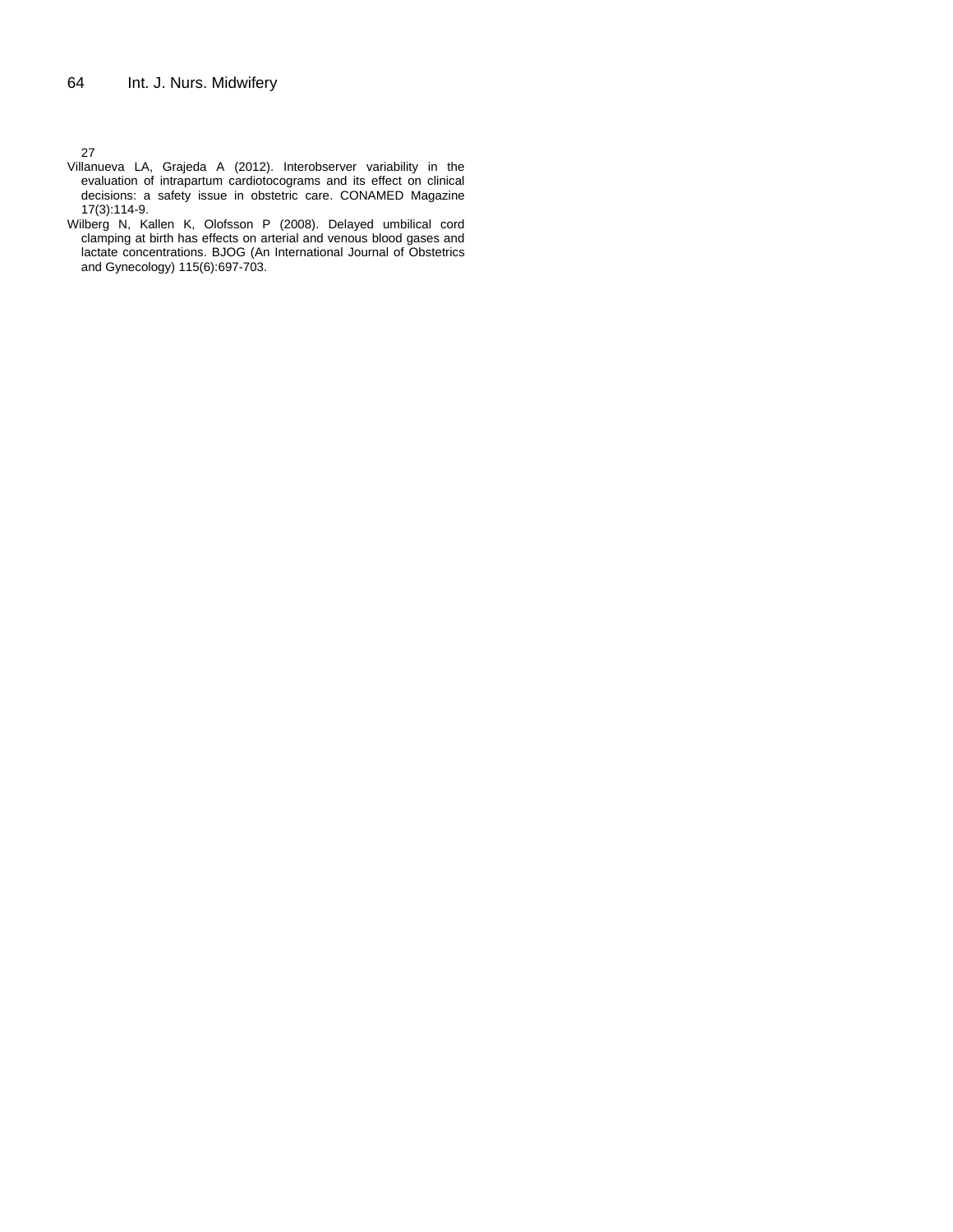27

Villanueva LA, Grajeda A (2012). Interobserver variability in the evaluation of intrapartum cardiotocograms and its effect on clinical decisions: a safety issue in obstetric care. CONAMED Magazine 17(3):114-9.

Wilberg N, Kallen K, Olofsson P (2008). Delayed umbilical cord clamping at birth has effects on arterial and venous blood gases and lactate concentrations. BJOG (An International Journal of Obstetrics and Gynecology) 115(6):697-703.